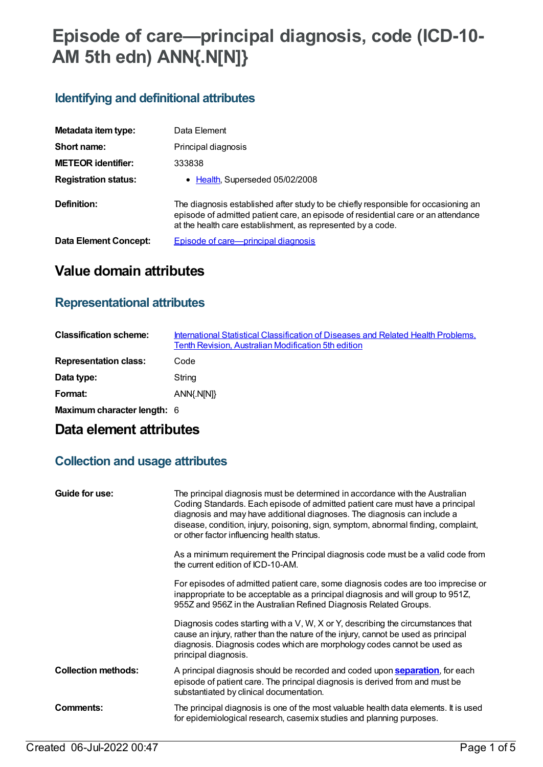# Episode of care—principal diagnosis, code (ICD-10-AM 5th edn) ANN{.N[N]}

## Identifying and definitional attributes

| | |
|---|---|
| **Metadata item type:** | Data Element |
| **Short name:** | Principal diagnosis |
| **METEOR identifier:** | 333838 |
| **Registration status:** | • Health, Superseded 05/02/2008 |
| **Definition:** | The diagnosis established after study to be chiefly responsible for occasioning an episode of admitted patient care, an episode of residential care or an attendance at the health care establishment, as represented by a code. |
| **Data Element Concept:** | Episode of care—principal diagnosis |

# Value domain attributes

## Representational attributes

| | |
|---|---|
| **Classification scheme:** | International Statistical Classification of Diseases and Related Health Problems, Tenth Revision, Australian Modification 5th edition |
| **Representation class:** | Code |
| **Data type:** | String |
| **Format:** | ANN{.N[N]} |
| **Maximum character length:** | 6 |

# Data element attributes

## Collection and usage attributes

| | |
|---|---|
| **Guide for use:** | The principal diagnosis must be determined in accordance with the Australian Coding Standards. Each episode of admitted patient care must have a principal diagnosis and may have additional diagnoses. The diagnosis can include a disease, condition, injury, poisoning, sign, symptom, abnormal finding, complaint, or other factor influencing health status.<br><br>As a minimum requirement the Principal diagnosis code must be a valid code from the current edition of ICD-10-AM.<br><br>For episodes of admitted patient care, some diagnosis codes are too imprecise or inappropriate to be acceptable as a principal diagnosis and will group to 951Z, 955Z and 956Z in the Australian Refined Diagnosis Related Groups.<br><br>Diagnosis codes starting with a V, W, X or Y, describing the circumstances that cause an injury, rather than the nature of the injury, cannot be used as principal diagnosis. Diagnosis codes which are morphology codes cannot be used as principal diagnosis. |
| **Collection methods:** | A principal diagnosis should be recorded and coded upon **separation**, for each episode of patient care. The principal diagnosis is derived from and must be substantiated by clinical documentation. |
| **Comments:** | The principal diagnosis is one of the most valuable health data elements. It is used for epidemiological research, casemix studies and planning purposes. |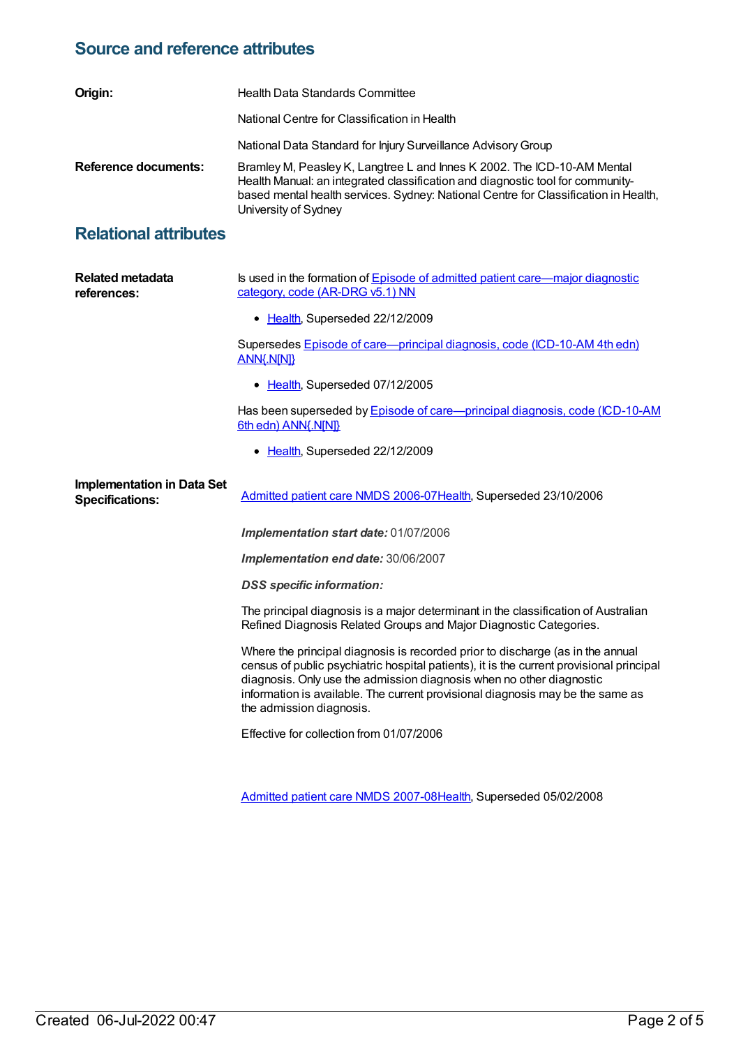## Source and reference attributes

**Origin:** Health Data Standards Committee

National Centre for Classification in Health

National Data Standard for Injury Surveillance Advisory Group

**Reference documents:** Bramley M, Peasley K, Langtree L and Innes K 2002. The ICD-10-AM Mental Health Manual: an integrated classification and diagnostic tool for community-based mental health services. Sydney: National Centre for Classification in Health, University of Sydney

## Relational attributes

**Related metadata references:**

Is used in the formation of Episode of admitted patient care—major diagnostic category, code (AR-DRG v5.1) NN

- Health, Superseded 22/12/2009

Supersedes Episode of care—principal diagnosis, code (ICD-10-AM 4th edn) ANN{.N[N]}

- Health, Superseded 07/12/2005

Has been superseded by Episode of care—principal diagnosis, code (ICD-10-AM 6th edn) ANN{.N[N]}

- Health, Superseded 22/12/2009

**Implementation in Data Set Specifications:**

Admitted patient care NMDS 2006-07Health, Superseded 23/10/2006

***Implementation start date:*** 01/07/2006

***Implementation end date:*** 30/06/2007

***DSS specific information:***

The principal diagnosis is a major determinant in the classification of Australian Refined Diagnosis Related Groups and Major Diagnostic Categories.

Where the principal diagnosis is recorded prior to discharge (as in the annual census of public psychiatric hospital patients), it is the current provisional principal diagnosis. Only use the admission diagnosis when no other diagnostic information is available. The current provisional diagnosis may be the same as the admission diagnosis.

Effective for collection from 01/07/2006

Admitted patient care NMDS 2007-08Health, Superseded 05/02/2008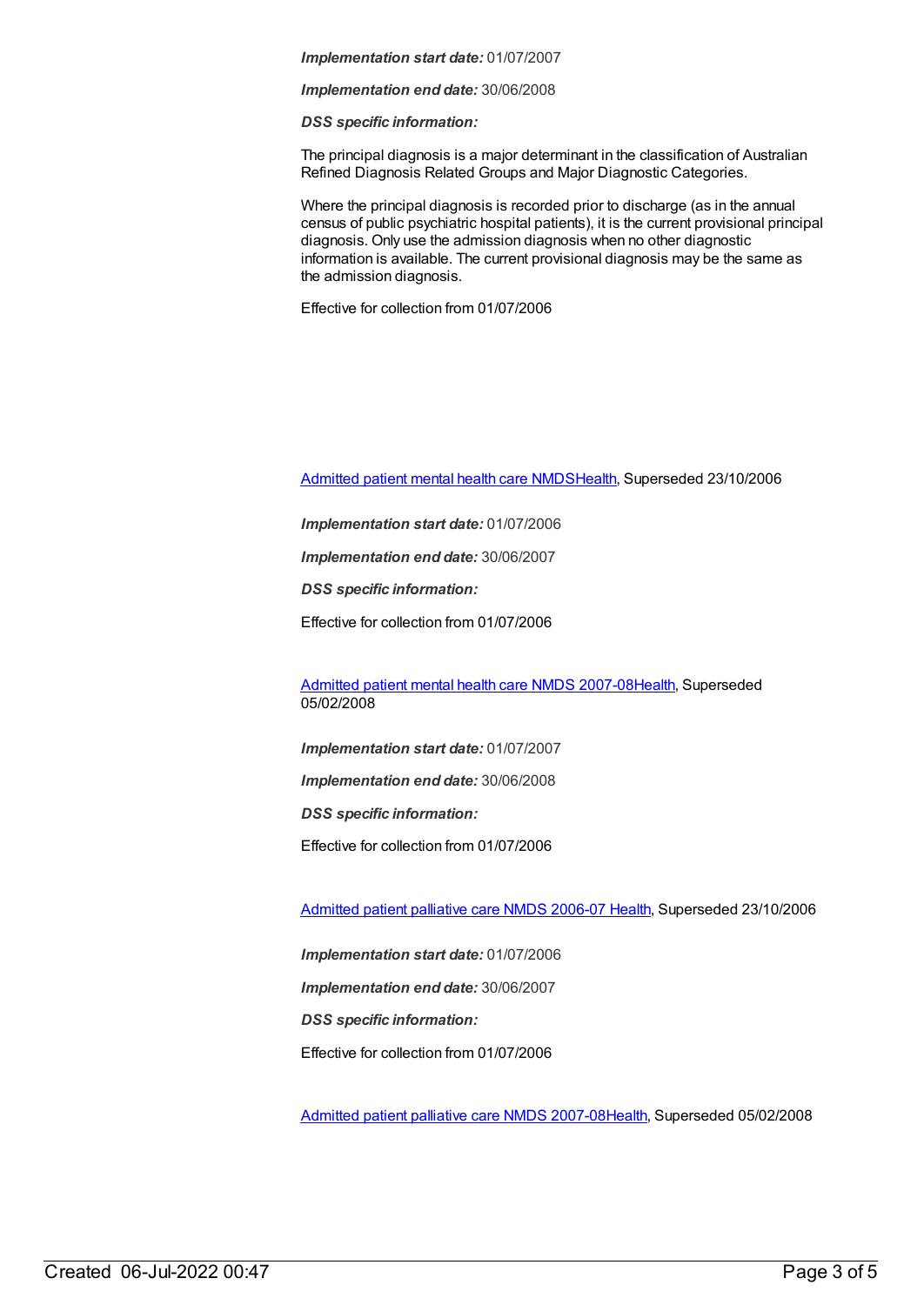***Implementation start date:*** 01/07/2007

***Implementation end date:*** 30/06/2008

***DSS specific information:***

The principal diagnosis is a major determinant in the classification of Australian Refined Diagnosis Related Groups and Major Diagnostic Categories.

Where the principal diagnosis is recorded prior to discharge (as in the annual census of public psychiatric hospital patients), it is the current provisional principal diagnosis. Only use the admission diagnosis when no other diagnostic information is available. The current provisional diagnosis may be the same as the admission diagnosis.

Effective for collection from 01/07/2006

Admitted patient mental health care NMDSHealth, Superseded 23/10/2006

***Implementation start date:*** 01/07/2006

***Implementation end date:*** 30/06/2007

***DSS specific information:***

Effective for collection from 01/07/2006

Admitted patient mental health care NMDS 2007-08Health, Superseded 05/02/2008

***Implementation start date:*** 01/07/2007

***Implementation end date:*** 30/06/2008

***DSS specific information:***

Effective for collection from 01/07/2006

Admitted patient palliative care NMDS 2006-07 Health, Superseded 23/10/2006

***Implementation start date:*** 01/07/2006

***Implementation end date:*** 30/06/2007

***DSS specific information:***

Effective for collection from 01/07/2006

Admitted patient palliative care NMDS 2007-08Health, Superseded 05/02/2008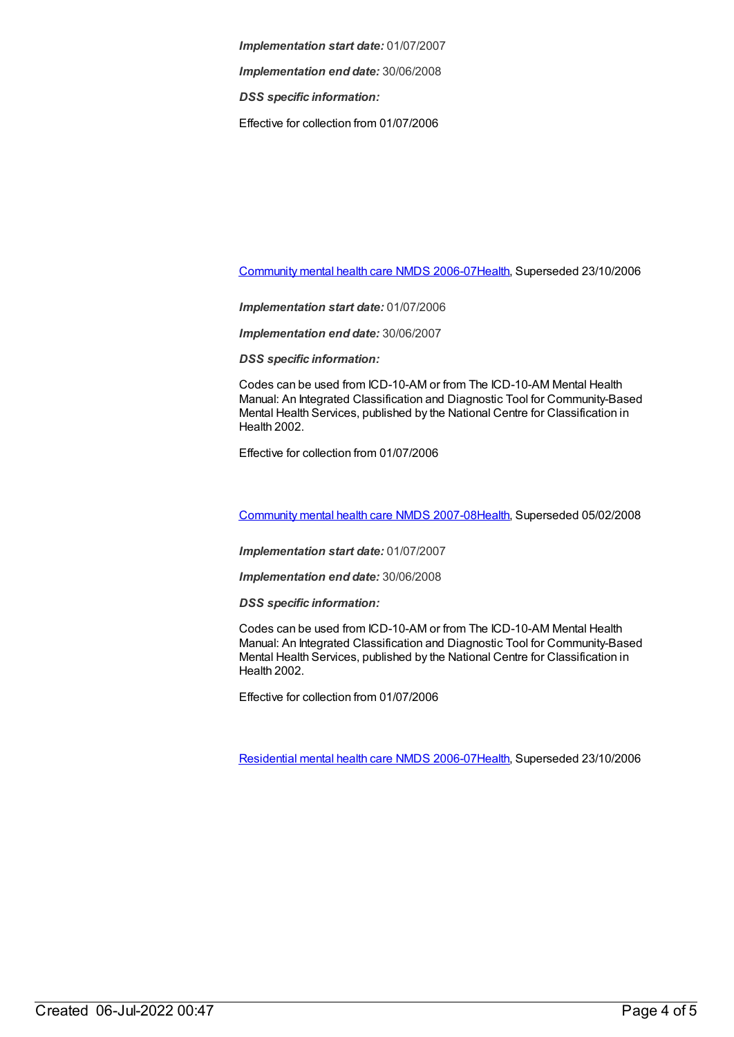***Implementation start date:*** 01/07/2007

***Implementation end date:*** 30/06/2008

***DSS specific information:***

Effective for collection from 01/07/2006

[Community mental health care NMDS 2006-07Health](), Superseded 23/10/2006

***Implementation start date:*** 01/07/2006

***Implementation end date:*** 30/06/2007

***DSS specific information:***

Codes can be used from ICD-10-AM or from The ICD-10-AM Mental Health Manual: An Integrated Classification and Diagnostic Tool for Community-Based Mental Health Services, published by the National Centre for Classification in Health 2002.

Effective for collection from 01/07/2006

[Community mental health care NMDS 2007-08Health](), Superseded 05/02/2008

***Implementation start date:*** 01/07/2007

***Implementation end date:*** 30/06/2008

***DSS specific information:***

Codes can be used from ICD-10-AM or from The ICD-10-AM Mental Health Manual: An Integrated Classification and Diagnostic Tool for Community-Based Mental Health Services, published by the National Centre for Classification in Health 2002.

Effective for collection from 01/07/2006

[Residential mental health care NMDS 2006-07Health](), Superseded 23/10/2006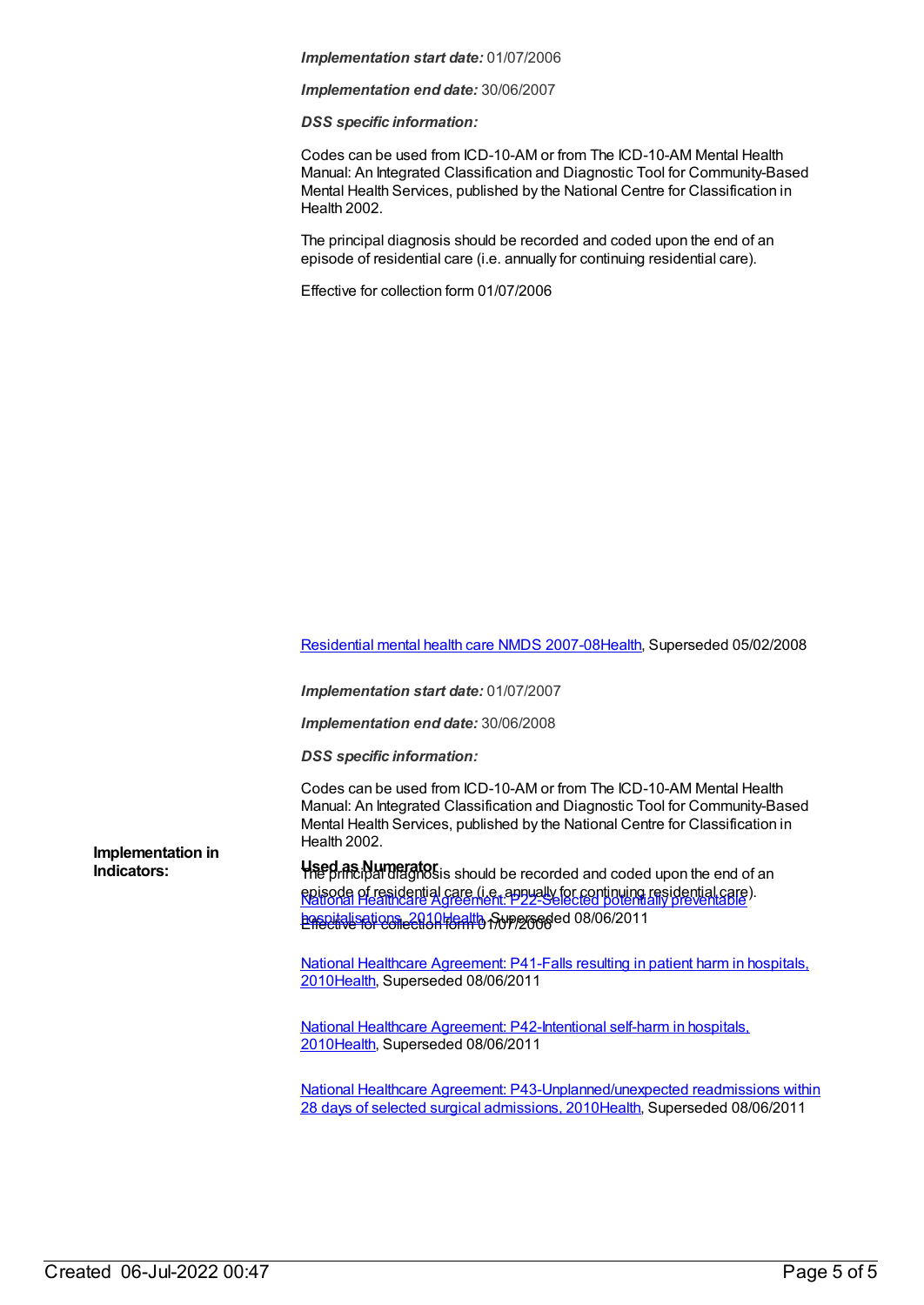*Implementation start date:* 01/07/2006

*Implementation end date:* 30/06/2007

*DSS specific information:*

Codes can be used from ICD-10-AM or from The ICD-10-AM Mental Health Manual: An Integrated Classification and Diagnostic Tool for Community-Based Mental Health Services, published by the National Centre for Classification in Health 2002.

The principal diagnosis should be recorded and coded upon the end of an episode of residential care (i.e. annually for continuing residential care).

Effective for collection form 01/07/2006

[Residential mental health care NMDS 2007-08Health](), Superseded 05/02/2008

*Implementation start date:* 01/07/2007

*Implementation end date:* 30/06/2008

*DSS specific information:*

Codes can be used from ICD-10-AM or from The ICD-10-AM Mental Health Manual: An Integrated Classification and Diagnostic Tool for Community-Based Mental Health Services, published by the National Centre for Classification in Health 2002.

The principal diagnosis should be recorded and coded upon the end of an episode of residential care (i.e. annually for continuing residential care).

Effective for collection form 01/07/2006

**Implementation in Indicators:**

**Used as Numerator**

[National Healthcare Agreement: P22-Selected potentially preventable hospitalisations, 2010Health](), Superseded 08/06/2011

[National Healthcare Agreement: P41-Falls resulting in patient harm in hospitals, 2010Health](), Superseded 08/06/2011

[National Healthcare Agreement: P42-Intentional self-harm in hospitals, 2010Health](), Superseded 08/06/2011

[National Healthcare Agreement: P43-Unplanned/unexpected readmissions within 28 days of selected surgical admissions, 2010Health](), Superseded 08/06/2011